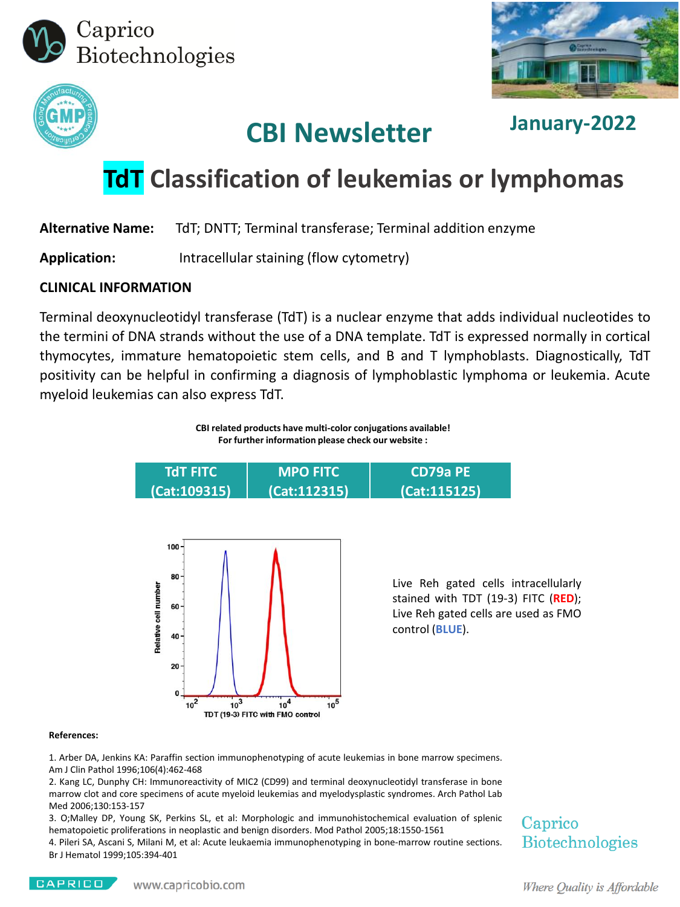Caprico Biotechnologies

# CBI Newsletter

January-2022

## TdT Classification of leukemias or lymphomas

**Alternative Name:** TdT; DNTT; Terminal transferase; Terminal addition enzyme

**Application:** Intracellular staining (flow cytometry)

**CLINICAL INFORMATION**

Terminal deoxynucleotidyl transferase (TdT) is a nuclear enzyme that adds individual nucleotides to the termini of DNA strands without the use of a DNA template. TdT is expressed normally in cortical thymocytes, immature hematopoietic stem cells, and B and T lymphoblasts. Diagnostically, TdT positivity can be helpful in confirming a diagnosis of lymphoblastic lymphoma or leukemia. Acute myeloid leukemias can also express TdT.

**CBI related products have multi-color conjugations available!**
**For further information please check our website :**

| TdT FITC (Cat:109315) | MPO FITC (Cat:112315) | CD79a PE (Cat:115125) |
|---|---|---|

Live Reh gated cells intracellularly stained with TDT (19-3) FITC (**RED**); Live Reh gated cells are used as FMO control (**BLUE**).

**References:**

1. Arber DA, Jenkins KA: Paraffin section immunophenotyping of acute leukemias in bone marrow specimens. Am J Clin Pathol 1996;106(4):462-468
2. Kang LC, Dunphy CH: Immunoreactivity of MIC2 (CD99) and terminal deoxynucleotidyl transferase in bone marrow clot and core specimens of acute myeloid leukemias and myelodysplastic syndromes. Arch Pathol Lab Med 2006;130:153-157
3. O;Malley DP, Young SK, Perkins SL, et al: Morphologic and immunohistochemical evaluation of splenic hematopoietic proliferations in neoplastic and benign disorders. Mod Pathol 2005;18:1550-1561
4. Pileri SA, Ascani S, Milani M, et al: Acute leukaemia immunophenotyping in bone-marrow routine sections. Br J Hematol 1999;105:394-401

Caprico Biotechnologies

www.capricobio.com

*Where Quality is Affordable*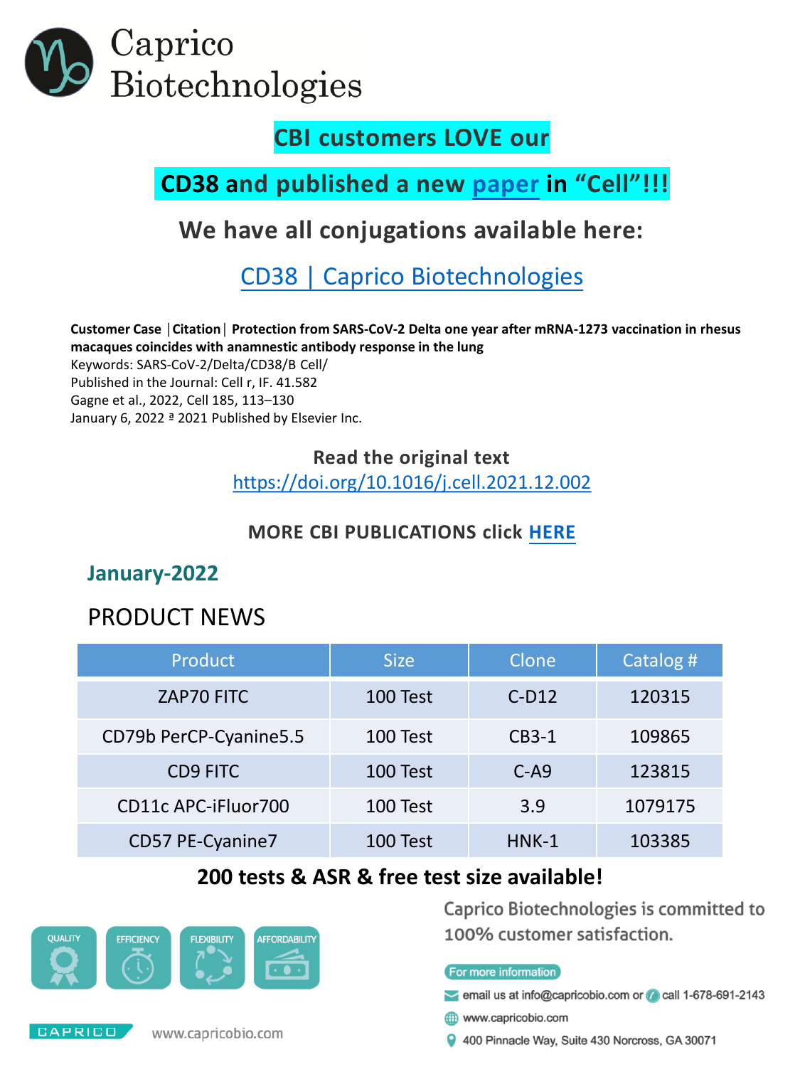# Caprico Biotechnologies

**CBI customers LOVE our**

**CD38 and published a new paper in "Cell"!!!**

## We have all conjugations available here:

CD38 | Caprico Biotechnologies

**Customer Case |Citation| Protection from SARS-CoV-2 Delta one year after mRNA-1273 vaccination in rhesus macaques coincides with anamnestic antibody response in the lung**
Keywords: SARS-CoV-2/Delta/CD38/B Cell/
Published in the Journal: Cell r, IF. 41.582
Gagne et al., 2022, Cell 185, 113–130
January 6, 2022 ª 2021 Published by Elsevier Inc.

**Read the original text**
https://doi.org/10.1016/j.cell.2021.12.002

**MORE CBI PUBLICATIONS click HERE**

## January-2022

## PRODUCT NEWS

| Product | Size | Clone | Catalog # |
|---|---|---|---|
| ZAP70 FITC | 100 Test | C-D12 | 120315 |
| CD79b PerCP-Cyanine5.5 | 100 Test | CB3-1 | 109865 |
| CD9 FITC | 100 Test | C-A9 | 123815 |
| CD11c APC-iFluor700 | 100 Test | 3.9 | 1079175 |
| CD57 PE-Cyanine7 | 100 Test | HNK-1 | 103385 |

**200 tests & ASR & free test size available!**

QUALITY EFFICIENCY FLEXIBILITY AFFORDABILITY

Caprico Biotechnologies is committed to 100% customer satisfaction.

For more information

email us at info@capricobio.com or call 1-678-691-2143

www.capricobio.com

400 Pinnacle Way, Suite 430 Norcross, GA 30071

CAPRICO www.capricobio.com